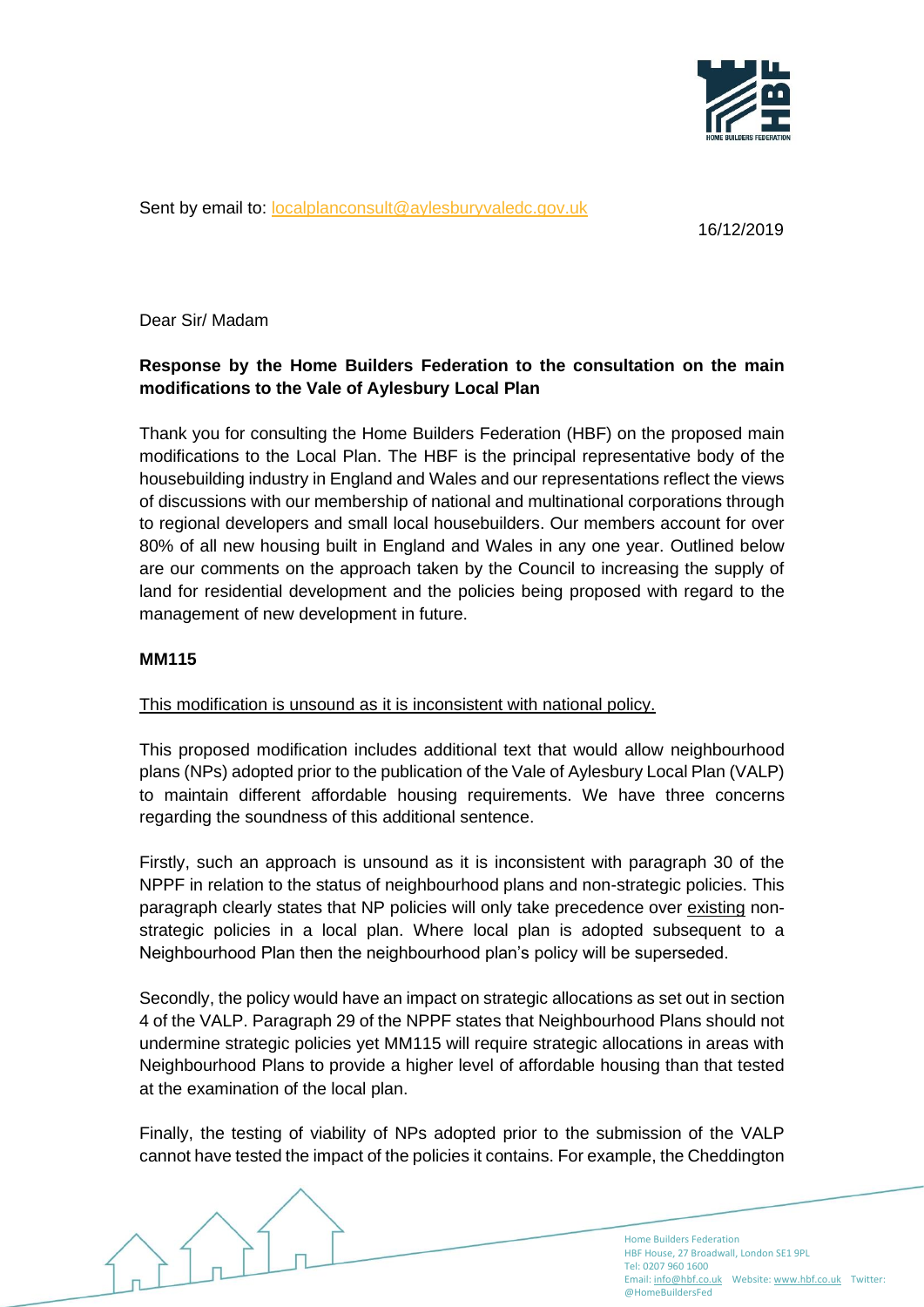Sent by email to: localplanconsult@aylesburyvaledc.gov.uk

16/12/2019

Dear Sir/ Madam

**Response by the Home Builders Federation to the consultation on the main modifications to the Vale of Aylesbury Local Plan**

Thank you for consulting the Home Builders Federation (HBF) on the proposed main modifications to the Local Plan. The HBF is the principal representative body of the housebuilding industry in England and Wales and our representations reflect the views of discussions with our membership of national and multinational corporations through to regional developers and small local housebuilders. Our members account for over 80% of all new housing built in England and Wales in any one year. Outlined below are our comments on the approach taken by the Council to increasing the supply of land for residential development and the policies being proposed with regard to the management of new development in future.

**MM115**

<u>This modification is unsound as it is inconsistent with national policy.</u>

This proposed modification includes additional text that would allow neighbourhood plans (NPs) adopted prior to the publication of the Vale of Aylesbury Local Plan (VALP) to maintain different affordable housing requirements. We have three concerns regarding the soundness of this additional sentence.

Firstly, such an approach is unsound as it is inconsistent with paragraph 30 of the NPPF in relation to the status of neighbourhood plans and non-strategic policies. This paragraph clearly states that NP policies will only take precedence over <u>existing</u> non-strategic policies in a local plan. Where local plan is adopted subsequent to a Neighbourhood Plan then the neighbourhood plan's policy will be superseded.

Secondly, the policy would have an impact on strategic allocations as set out in section 4 of the VALP. Paragraph 29 of the NPPF states that Neighbourhood Plans should not undermine strategic policies yet MM115 will require strategic allocations in areas with Neighbourhood Plans to provide a higher level of affordable housing than that tested at the examination of the local plan.

Finally, the testing of viability of NPs adopted prior to the submission of the VALP cannot have tested the impact of the policies it contains. For example, the Cheddington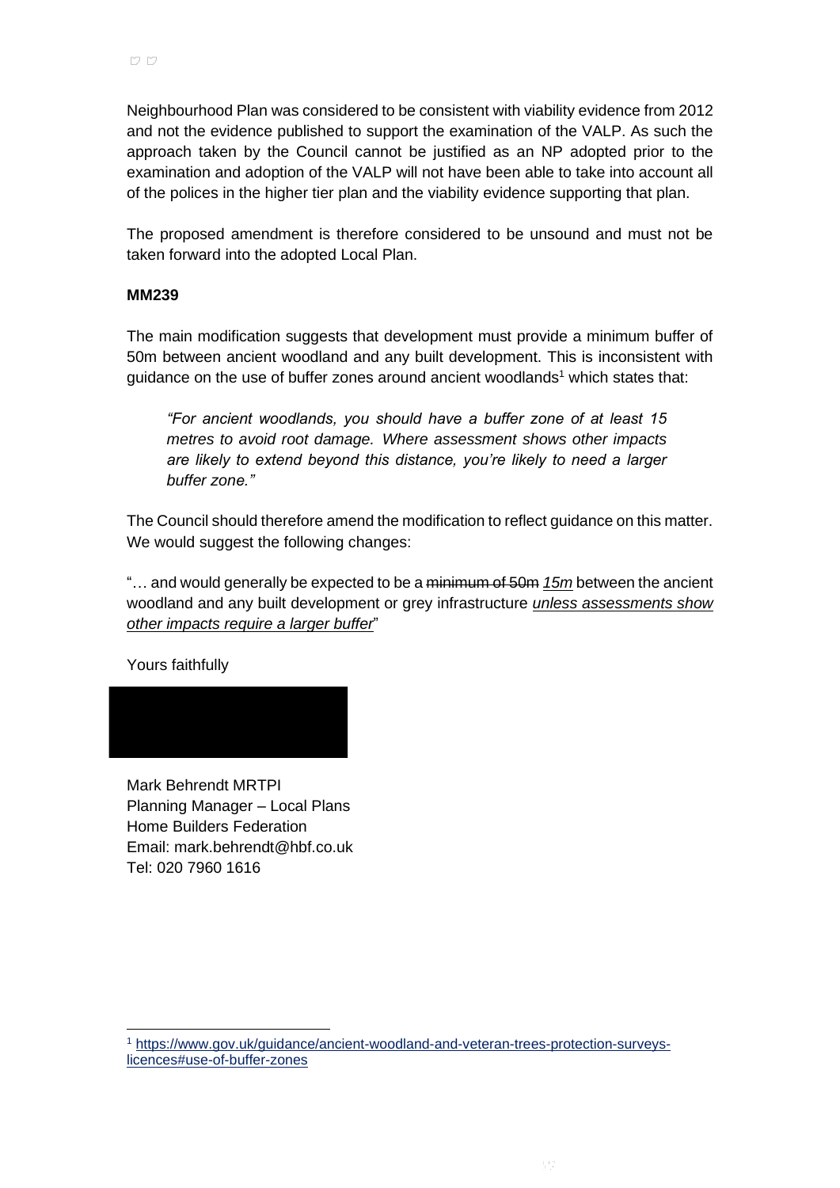Neighbourhood Plan was considered to be consistent with viability evidence from 2012 and not the evidence published to support the examination of the VALP. As such the approach taken by the Council cannot be justified as an NP adopted prior to the examination and adoption of the VALP will not have been able to take into account all of the polices in the higher tier plan and the viability evidence supporting that plan.

The proposed amendment is therefore considered to be unsound and must not be taken forward into the adopted Local Plan.

**MM239**

The main modification suggests that development must provide a minimum buffer of 50m between ancient woodland and any built development. This is inconsistent with guidance on the use of buffer zones around ancient woodlands[1] which states that:

> *"For ancient woodlands, you should have a buffer zone of at least 15 metres to avoid root damage. Where assessment shows other impacts are likely to extend beyond this distance, you're likely to need a larger buffer zone."*

The Council should therefore amend the modification to reflect guidance on this matter. We would suggest the following changes:

"… and would generally be expected to be a ~~minimum of 50m~~ *<u>15m</u>* between the ancient woodland and any built development or grey infrastructure *<u>unless assessments show other impacts require a larger buffer</u>*"

Yours faithfully

Mark Behrendt MRTPI
Planning Manager – Local Plans
Home Builders Federation
Email: mark.behrendt@hbf.co.uk
Tel: 020 7960 1616

---

[1] https://www.gov.uk/guidance/ancient-woodland-and-veteran-trees-protection-surveys-licences#use-of-buffer-zones